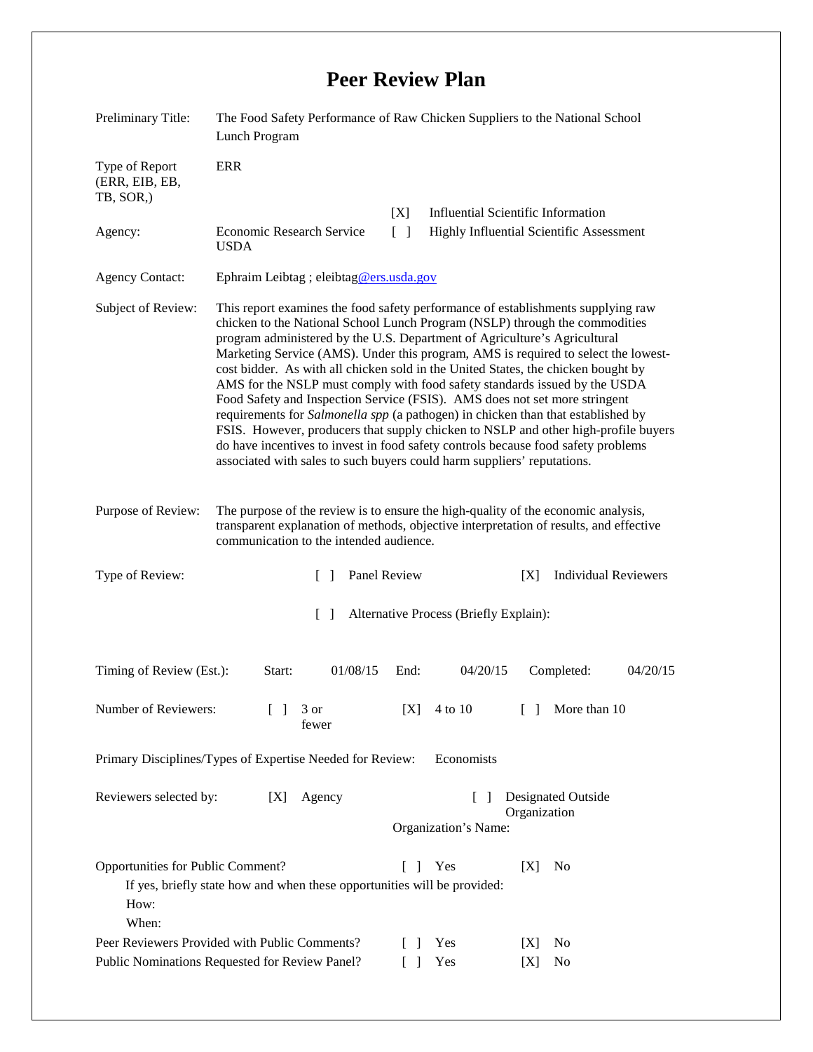# Peer Review Plan

| | |
|---|---|
| Preliminary Title: | The Food Safety Performance of Raw Chicken Suppliers to the National School Lunch Program |
| Type of Report (ERR, EIB, EB, TB, SOR,) | ERR |
| Agency: | Economic Research Service USDA |
| | [X] Influential Scientific Information |
| | [ ] Highly Influential Scientific Assessment |
| Agency Contact: | Ephraim Leibtag ; eleibtag@ers.usda.gov |
| Subject of Review: | This report examines the food safety performance of establishments supplying raw chicken to the National School Lunch Program (NSLP) through the commodities program administered by the U.S. Department of Agriculture's Agricultural Marketing Service (AMS). Under this program, AMS is required to select the lowest-cost bidder. As with all chicken sold in the United States, the chicken bought by AMS for the NSLP must comply with food safety standards issued by the USDA Food Safety and Inspection Service (FSIS). AMS does not set more stringent requirements for *Salmonella spp* (a pathogen) in chicken than that established by FSIS. However, producers that supply chicken to NSLP and other high-profile buyers do have incentives to invest in food safety controls because food safety problems associated with sales to such buyers could harm suppliers' reputations. |
| Purpose of Review: | The purpose of the review is to ensure the high-quality of the economic analysis, transparent explanation of methods, objective interpretation of results, and effective communication to the intended audience. |

Type of Review: [ ] Panel Review [X] Individual Reviewers

[ ] Alternative Process (Briefly Explain):

Timing of Review (Est.): Start: 01/08/15 End: 04/20/15 Completed: 04/20/15

Number of Reviewers: [ ] 3 or fewer [X] 4 to 10 [ ] More than 10

Primary Disciplines/Types of Expertise Needed for Review: Economists

Reviewers selected by: [X] Agency [ ] Designated Outside Organization

Organization's Name:

Opportunities for Public Comment? [ ] Yes [X] No

If yes, briefly state how and when these opportunities will be provided:

How:

When:

Peer Reviewers Provided with Public Comments? [ ] Yes [X] No

Public Nominations Requested for Review Panel? [ ] Yes [X] No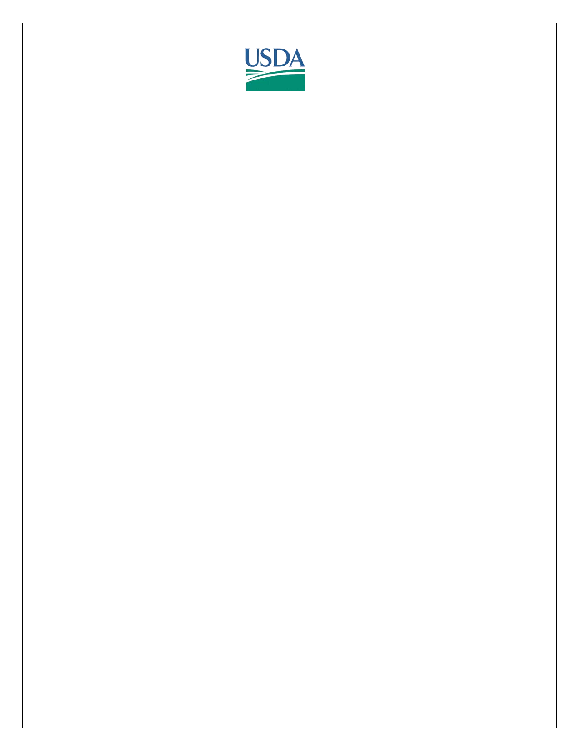USDA